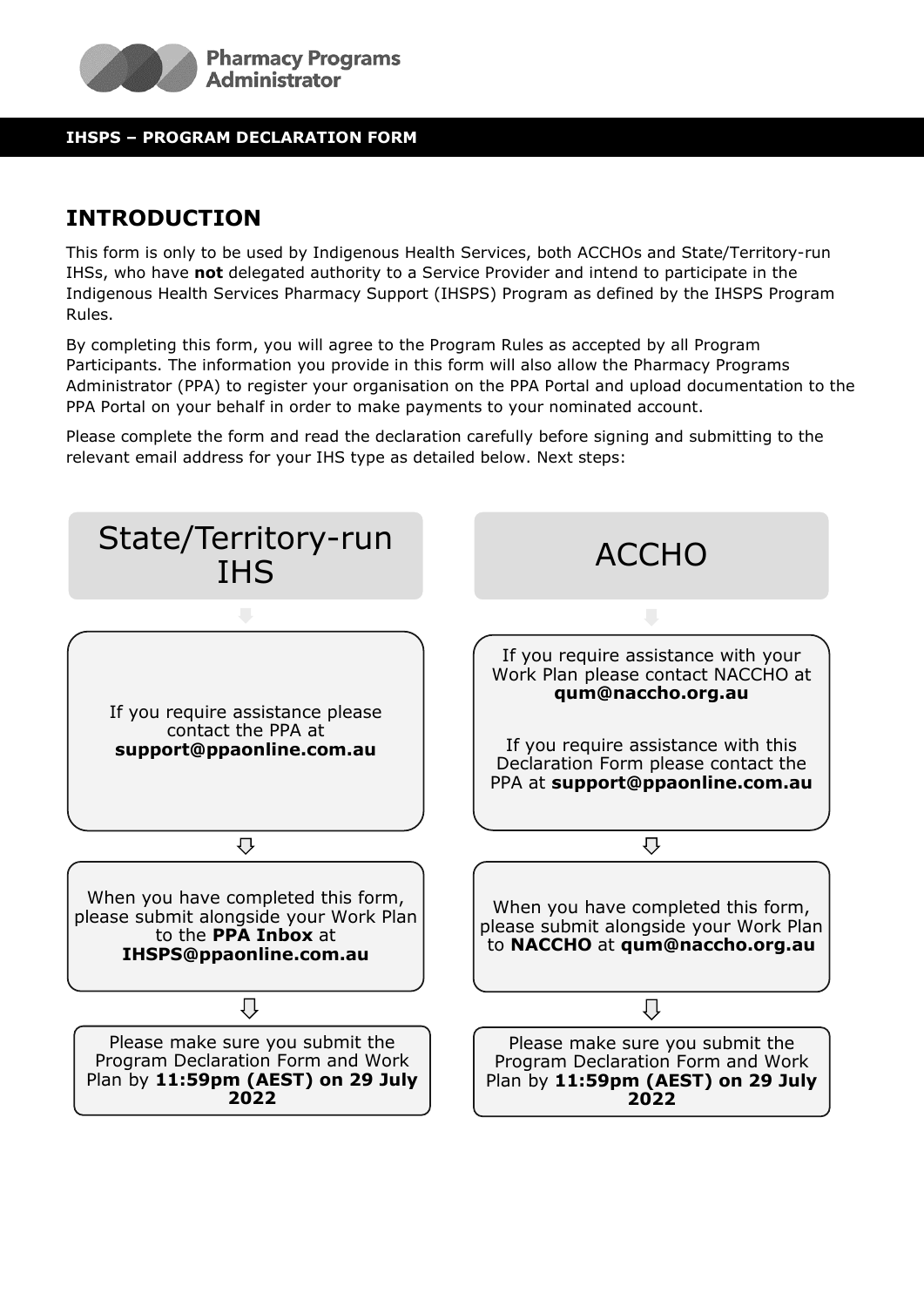**IHSPS – PROGRAM DECLARATION FORM**

## INTRODUCTION

This form is only to be used by Indigenous Health Services, both ACCHOs and State/Territory-run IHSs, who have **not** delegated authority to a Service Provider and intend to participate in the Indigenous Health Services Pharmacy Support (IHSPS) Program as defined by the IHSPS Program Rules.

By completing this form, you will agree to the Program Rules as accepted by all Program Participants. The information you provide in this form will also allow the Pharmacy Programs Administrator (PPA) to register your organisation on the PPA Portal and upload documentation to the PPA Portal on your behalf in order to make payments to your nominated account.

Please complete the form and read the declaration carefully before signing and submitting to the relevant email address for your IHS type as detailed below. Next steps:

### State/Territory-run IHS

1. If you require assistance please contact the PPA at **support@ppaonline.com.au**
2. When you have completed this form, please submit alongside your Work Plan to the **PPA Inbox** at **IHSPS@ppaonline.com.au**
3. Please make sure you submit the Program Declaration Form and Work Plan by **11:59pm (AEST) on 29 July 2022**

### ACCHO

1. If you require assistance with your Work Plan please contact NACCHO at **qum@naccho.org.au**

   If you require assistance with this Declaration Form please contact the PPA at **support@ppaonline.com.au**
2. When you have completed this form, please submit alongside your Work Plan to **NACCHO** at **qum@naccho.org.au**
3. Please make sure you submit the Program Declaration Form and Work Plan by **11:59pm (AEST) on 29 July 2022**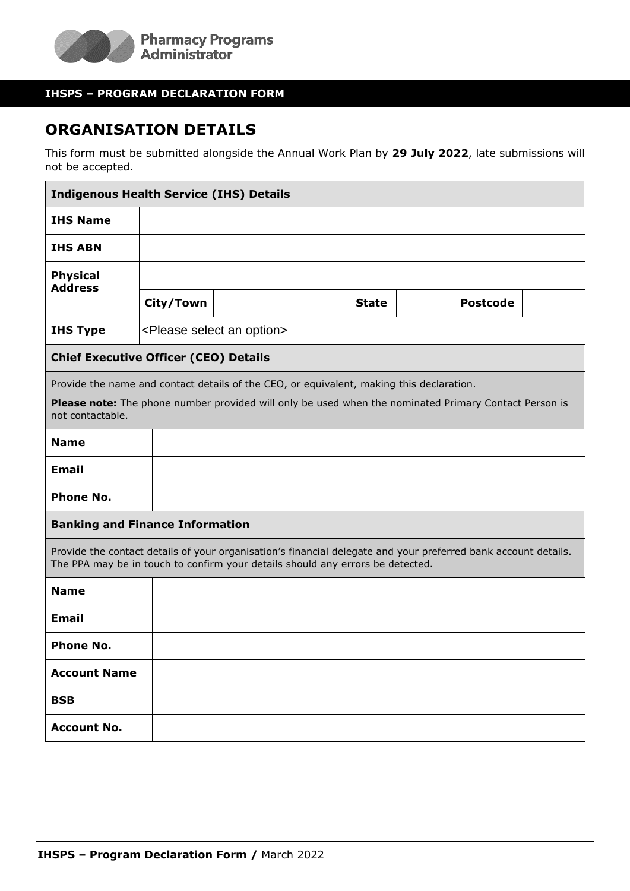**IHSPS – PROGRAM DECLARATION FORM**

## ORGANISATION DETAILS

This form must be submitted alongside the Annual Work Plan by **29 July 2022**, late submissions will not be accepted.

| **Indigenous Health Service (IHS) Details** | | | | | | |
|---|---|---|---|---|---|---|
| **IHS Name** | | | | | | |
| **IHS ABN** | | | | | | |
| **Physical Address** | | | | | | |
| | **City/Town** | | **State** | | **Postcode** | |
| **IHS Type** | <Please select an option> | | | | | |

| **Chief Executive Officer (CEO) Details** | |
|---|---|
| Provide the name and contact details of the CEO, or equivalent, making this declaration. **Please note:** The phone number provided will only be used when the nominated Primary Contact Person is not contactable. | |
| **Name** | |
| **Email** | |
| **Phone No.** | |

| **Banking and Finance Information** | |
|---|---|
| Provide the contact details of your organisation's financial delegate and your preferred bank account details. The PPA may be in touch to confirm your details should any errors be detected. | |
| **Name** | |
| **Email** | |
| **Phone No.** | |
| **Account Name** | |
| **BSB** | |
| **Account No.** | |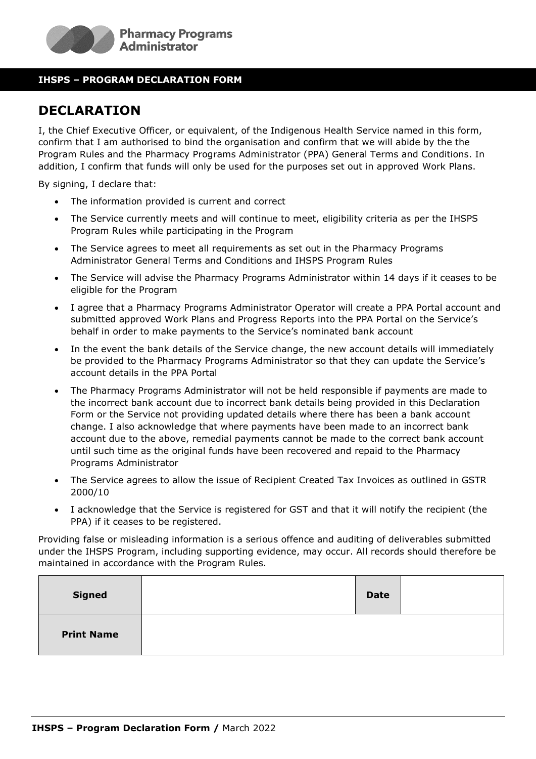IHSPS – PROGRAM DECLARATION FORM

## DECLARATION

I, the Chief Executive Officer, or equivalent, of the Indigenous Health Service named in this form, confirm that I am authorised to bind the organisation and confirm that we will abide by the the Program Rules and the Pharmacy Programs Administrator (PPA) General Terms and Conditions. In addition, I confirm that funds will only be used for the purposes set out in approved Work Plans.

By signing, I declare that:

- The information provided is current and correct
- The Service currently meets and will continue to meet, eligibility criteria as per the IHSPS Program Rules while participating in the Program
- The Service agrees to meet all requirements as set out in the Pharmacy Programs Administrator General Terms and Conditions and IHSPS Program Rules
- The Service will advise the Pharmacy Programs Administrator within 14 days if it ceases to be eligible for the Program
- I agree that a Pharmacy Programs Administrator Operator will create a PPA Portal account and submitted approved Work Plans and Progress Reports into the PPA Portal on the Service's behalf in order to make payments to the Service's nominated bank account
- In the event the bank details of the Service change, the new account details will immediately be provided to the Pharmacy Programs Administrator so that they can update the Service's account details in the PPA Portal
- The Pharmacy Programs Administrator will not be held responsible if payments are made to the incorrect bank account due to incorrect bank details being provided in this Declaration Form or the Service not providing updated details where there has been a bank account change. I also acknowledge that where payments have been made to an incorrect bank account due to the above, remedial payments cannot be made to the correct bank account until such time as the original funds have been recovered and repaid to the Pharmacy Programs Administrator
- The Service agrees to allow the issue of Recipient Created Tax Invoices as outlined in GSTR 2000/10
- I acknowledge that the Service is registered for GST and that it will notify the recipient (the PPA) if it ceases to be registered.

Providing false or misleading information is a serious offence and auditing of deliverables submitted under the IHSPS Program, including supporting evidence, may occur. All records should therefore be maintained in accordance with the Program Rules.

| | | | |
|---|---|---|---|
| **Signed** | | **Date** | |
| **Print Name** | | | |